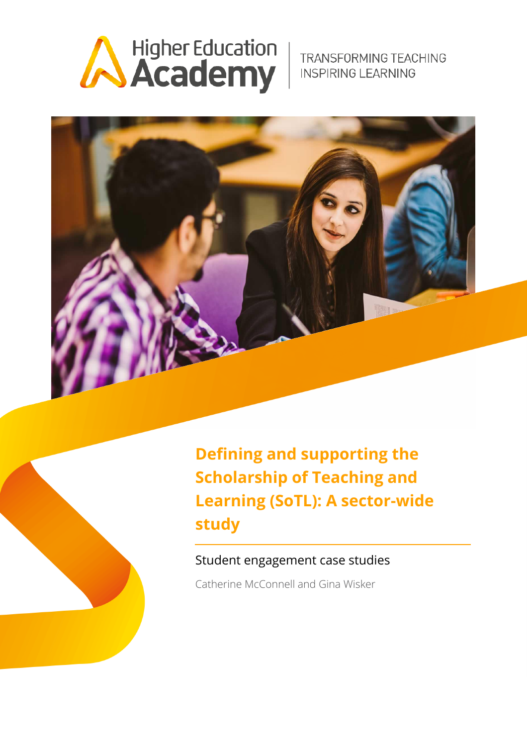Higher Education Academy

TRANSFORMING TEACHING
INSPIRING LEARNING

# Defining and supporting the Scholarship of Teaching and Learning (SoTL): A sector-wide study

## Student engagement case studies

Catherine McConnell and Gina Wisker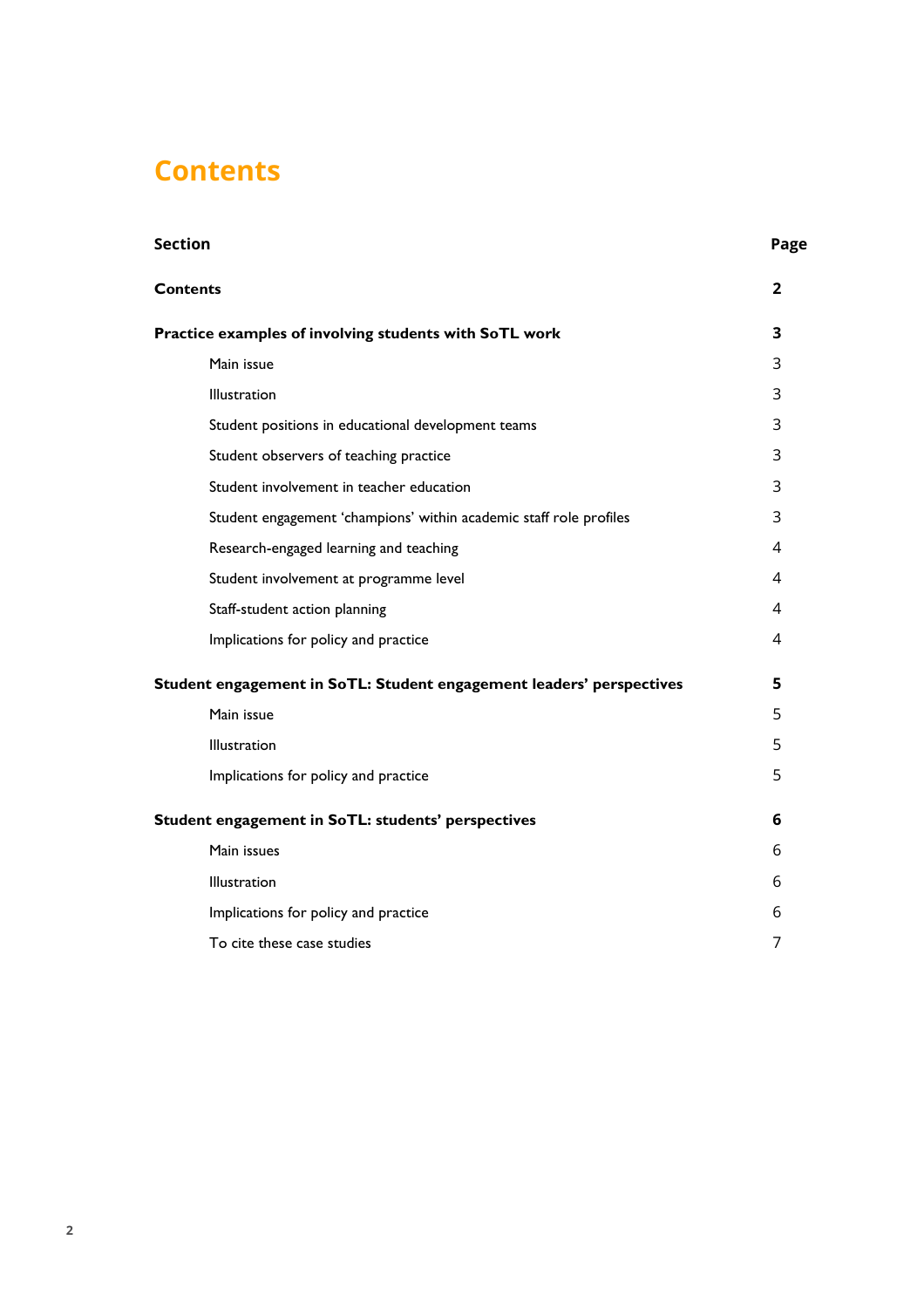# Contents

| Section | Page |
|---|---|
| **Contents** | **2** |
| **Practice examples of involving students with SoTL work** | **3** |
| Main issue | 3 |
| Illustration | 3 |
| Student positions in educational development teams | 3 |
| Student observers of teaching practice | 3 |
| Student involvement in teacher education | 3 |
| Student engagement 'champions' within academic staff role profiles | 3 |
| Research-engaged learning and teaching | 4 |
| Student involvement at programme level | 4 |
| Staff-student action planning | 4 |
| Implications for policy and practice | 4 |
| **Student engagement in SoTL: Student engagement leaders' perspectives** | **5** |
| Main issue | 5 |
| Illustration | 5 |
| Implications for policy and practice | 5 |
| **Student engagement in SoTL: students' perspectives** | **6** |
| Main issues | 6 |
| Illustration | 6 |
| Implications for policy and practice | 6 |
| To cite these case studies | 7 |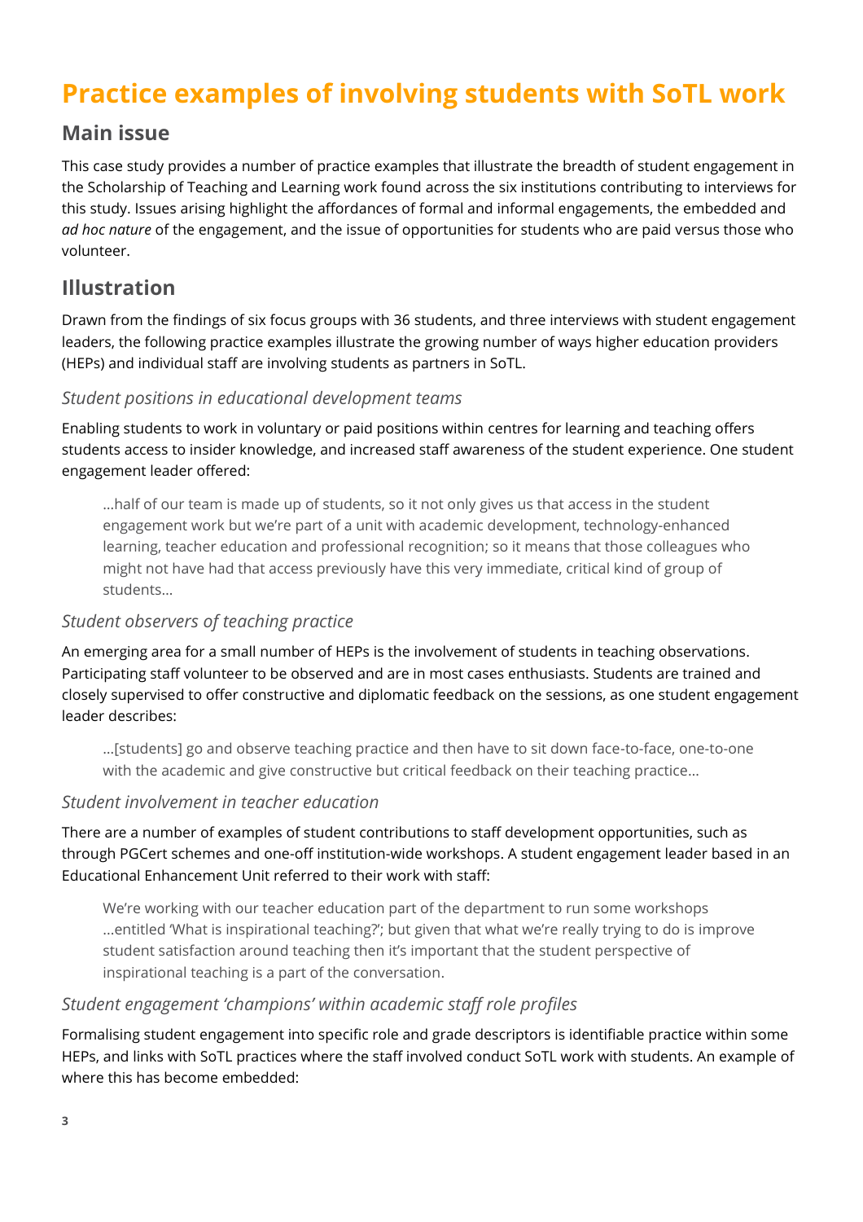# Practice examples of involving students with SoTL work

## Main issue

This case study provides a number of practice examples that illustrate the breadth of student engagement in the Scholarship of Teaching and Learning work found across the six institutions contributing to interviews for this study. Issues arising highlight the affordances of formal and informal engagements, the embedded and *ad hoc nature* of the engagement, and the issue of opportunities for students who are paid versus those who volunteer.

## Illustration

Drawn from the findings of six focus groups with 36 students, and three interviews with student engagement leaders, the following practice examples illustrate the growing number of ways higher education providers (HEPs) and individual staff are involving students as partners in SoTL.

### *Student positions in educational development teams*

Enabling students to work in voluntary or paid positions within centres for learning and teaching offers students access to insider knowledge, and increased staff awareness of the student experience. One student engagement leader offered:

> …half of our team is made up of students, so it not only gives us that access in the student engagement work but we're part of a unit with academic development, technology-enhanced learning, teacher education and professional recognition; so it means that those colleagues who might not have had that access previously have this very immediate, critical kind of group of students…

### *Student observers of teaching practice*

An emerging area for a small number of HEPs is the involvement of students in teaching observations. Participating staff volunteer to be observed and are in most cases enthusiasts. Students are trained and closely supervised to offer constructive and diplomatic feedback on the sessions, as one student engagement leader describes:

> …[students] go and observe teaching practice and then have to sit down face-to-face, one-to-one with the academic and give constructive but critical feedback on their teaching practice…

### *Student involvement in teacher education*

There are a number of examples of student contributions to staff development opportunities, such as through PGCert schemes and one-off institution-wide workshops. A student engagement leader based in an Educational Enhancement Unit referred to their work with staff:

> We're working with our teacher education part of the department to run some workshops …entitled 'What is inspirational teaching?'; but given that what we're really trying to do is improve student satisfaction around teaching then it's important that the student perspective of inspirational teaching is a part of the conversation.

### *Student engagement 'champions' within academic staff role profiles*

Formalising student engagement into specific role and grade descriptors is identifiable practice within some HEPs, and links with SoTL practices where the staff involved conduct SoTL work with students. An example of where this has become embedded: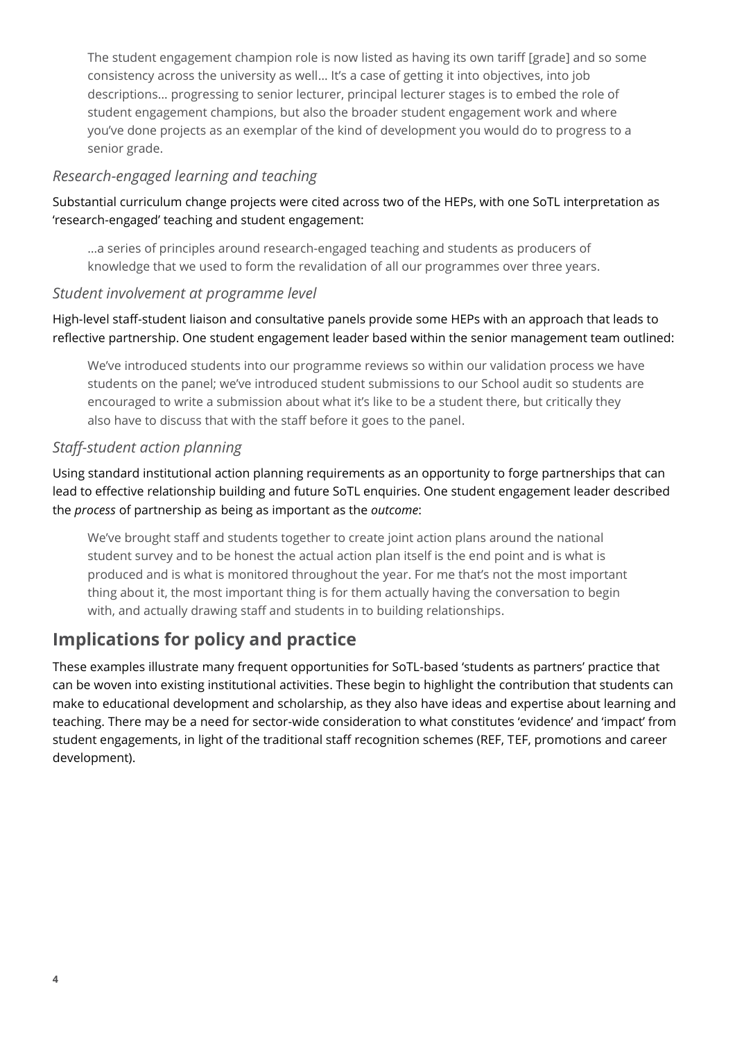> The student engagement champion role is now listed as having its own tariff [grade] and so some consistency across the university as well… It's a case of getting it into objectives, into job descriptions… progressing to senior lecturer, principal lecturer stages is to embed the role of student engagement champions, but also the broader student engagement work and where you've done projects as an exemplar of the kind of development you would do to progress to a senior grade.

### *Research-engaged learning and teaching*

Substantial curriculum change projects were cited across two of the HEPs, with one SoTL interpretation as 'research-engaged' teaching and student engagement:

> …a series of principles around research-engaged teaching and students as producers of knowledge that we used to form the revalidation of all our programmes over three years.

### *Student involvement at programme level*

High-level staff-student liaison and consultative panels provide some HEPs with an approach that leads to reflective partnership. One student engagement leader based within the senior management team outlined:

> We've introduced students into our programme reviews so within our validation process we have students on the panel; we've introduced student submissions to our School audit so students are encouraged to write a submission about what it's like to be a student there, but critically they also have to discuss that with the staff before it goes to the panel.

### *Staff-student action planning*

Using standard institutional action planning requirements as an opportunity to forge partnerships that can lead to effective relationship building and future SoTL enquiries. One student engagement leader described the *process* of partnership as being as important as the *outcome*:

> We've brought staff and students together to create joint action plans around the national student survey and to be honest the actual action plan itself is the end point and is what is produced and is what is monitored throughout the year. For me that's not the most important thing about it, the most important thing is for them actually having the conversation to begin with, and actually drawing staff and students in to building relationships.

## Implications for policy and practice

These examples illustrate many frequent opportunities for SoTL-based 'students as partners' practice that can be woven into existing institutional activities. These begin to highlight the contribution that students can make to educational development and scholarship, as they also have ideas and expertise about learning and teaching. There may be a need for sector-wide consideration to what constitutes 'evidence' and 'impact' from student engagements, in light of the traditional staff recognition schemes (REF, TEF, promotions and career development).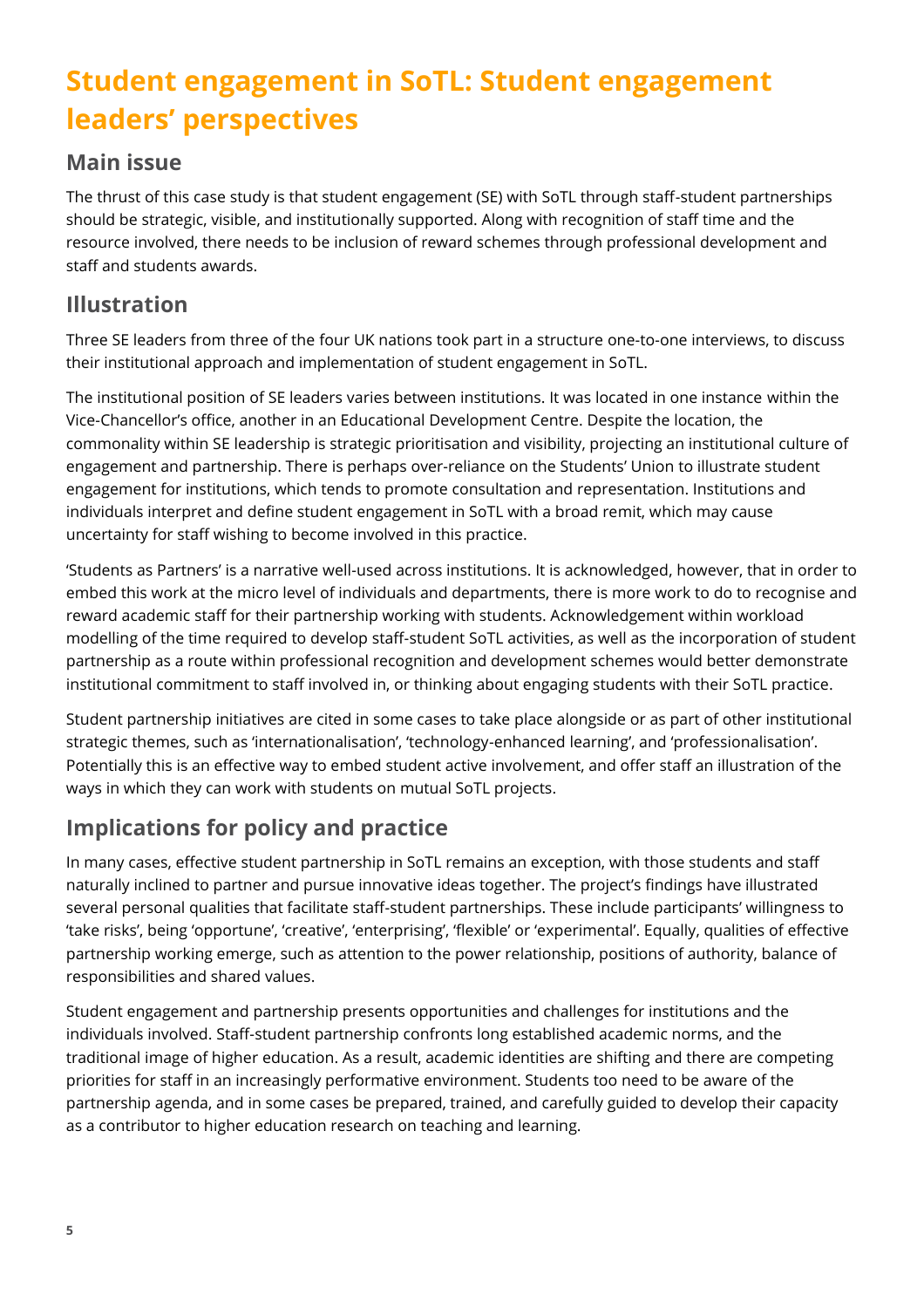# Student engagement in SoTL: Student engagement leaders' perspectives

## Main issue

The thrust of this case study is that student engagement (SE) with SoTL through staff-student partnerships should be strategic, visible, and institutionally supported. Along with recognition of staff time and the resource involved, there needs to be inclusion of reward schemes through professional development and staff and students awards.

## Illustration

Three SE leaders from three of the four UK nations took part in a structure one-to-one interviews, to discuss their institutional approach and implementation of student engagement in SoTL.

The institutional position of SE leaders varies between institutions. It was located in one instance within the Vice-Chancellor's office, another in an Educational Development Centre. Despite the location, the commonality within SE leadership is strategic prioritisation and visibility, projecting an institutional culture of engagement and partnership. There is perhaps over-reliance on the Students' Union to illustrate student engagement for institutions, which tends to promote consultation and representation. Institutions and individuals interpret and define student engagement in SoTL with a broad remit, which may cause uncertainty for staff wishing to become involved in this practice.

'Students as Partners' is a narrative well-used across institutions. It is acknowledged, however, that in order to embed this work at the micro level of individuals and departments, there is more work to do to recognise and reward academic staff for their partnership working with students. Acknowledgement within workload modelling of the time required to develop staff-student SoTL activities, as well as the incorporation of student partnership as a route within professional recognition and development schemes would better demonstrate institutional commitment to staff involved in, or thinking about engaging students with their SoTL practice.

Student partnership initiatives are cited in some cases to take place alongside or as part of other institutional strategic themes, such as 'internationalisation', 'technology-enhanced learning', and 'professionalisation'. Potentially this is an effective way to embed student active involvement, and offer staff an illustration of the ways in which they can work with students on mutual SoTL projects.

## Implications for policy and practice

In many cases, effective student partnership in SoTL remains an exception, with those students and staff naturally inclined to partner and pursue innovative ideas together. The project's findings have illustrated several personal qualities that facilitate staff-student partnerships. These include participants' willingness to 'take risks', being 'opportune', 'creative', 'enterprising', 'flexible' or 'experimental'. Equally, qualities of effective partnership working emerge, such as attention to the power relationship, positions of authority, balance of responsibilities and shared values.

Student engagement and partnership presents opportunities and challenges for institutions and the individuals involved. Staff-student partnership confronts long established academic norms, and the traditional image of higher education. As a result, academic identities are shifting and there are competing priorities for staff in an increasingly performative environment. Students too need to be aware of the partnership agenda, and in some cases be prepared, trained, and carefully guided to develop their capacity as a contributor to higher education research on teaching and learning.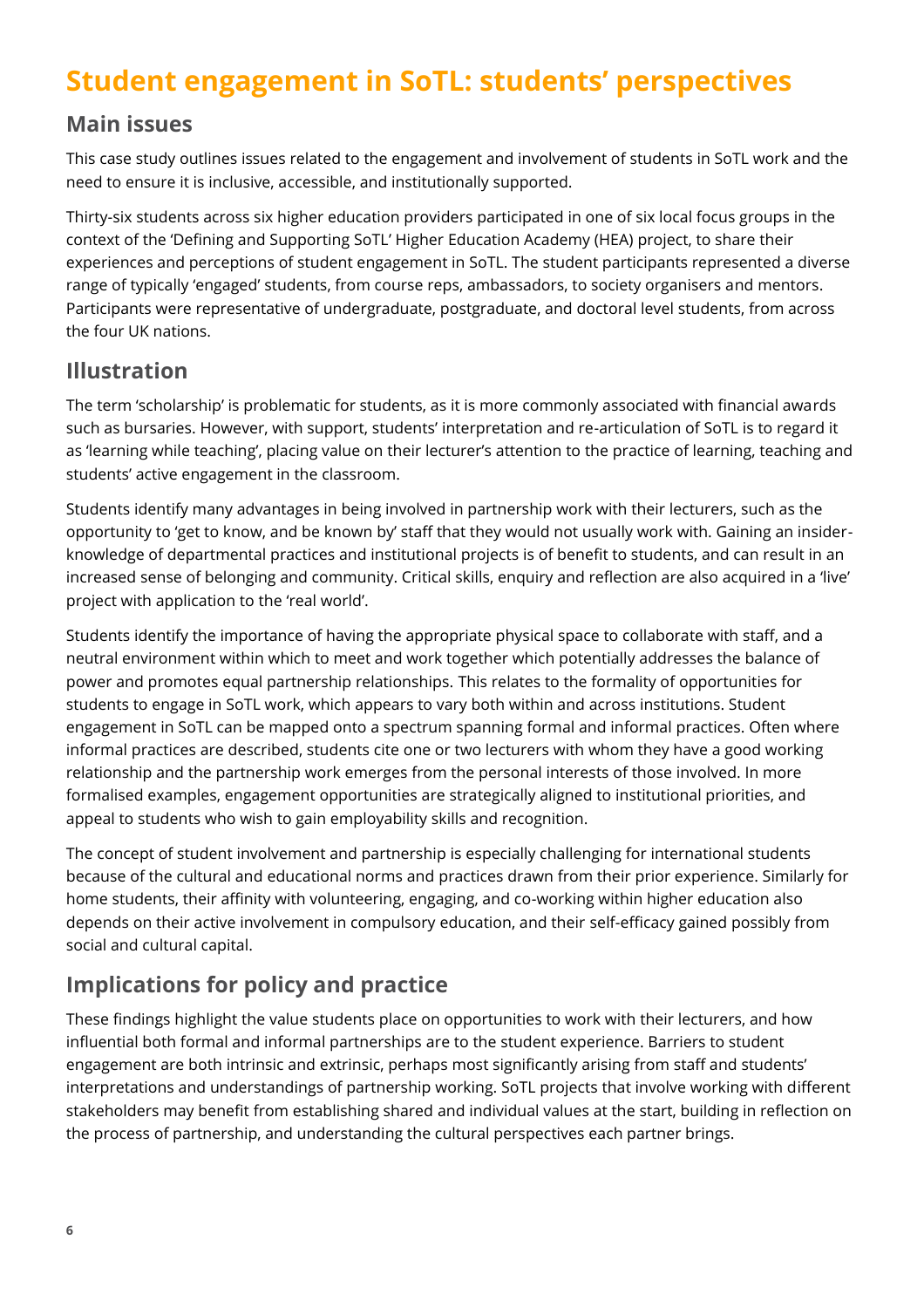# Student engagement in SoTL: students' perspectives

## Main issues

This case study outlines issues related to the engagement and involvement of students in SoTL work and the need to ensure it is inclusive, accessible, and institutionally supported.

Thirty-six students across six higher education providers participated in one of six local focus groups in the context of the 'Defining and Supporting SoTL' Higher Education Academy (HEA) project, to share their experiences and perceptions of student engagement in SoTL. The student participants represented a diverse range of typically 'engaged' students, from course reps, ambassadors, to society organisers and mentors. Participants were representative of undergraduate, postgraduate, and doctoral level students, from across the four UK nations.

## Illustration

The term 'scholarship' is problematic for students, as it is more commonly associated with financial awards such as bursaries. However, with support, students' interpretation and re-articulation of SoTL is to regard it as 'learning while teaching', placing value on their lecturer's attention to the practice of learning, teaching and students' active engagement in the classroom.

Students identify many advantages in being involved in partnership work with their lecturers, such as the opportunity to 'get to know, and be known by' staff that they would not usually work with. Gaining an insider-knowledge of departmental practices and institutional projects is of benefit to students, and can result in an increased sense of belonging and community. Critical skills, enquiry and reflection are also acquired in a 'live' project with application to the 'real world'.

Students identify the importance of having the appropriate physical space to collaborate with staff, and a neutral environment within which to meet and work together which potentially addresses the balance of power and promotes equal partnership relationships. This relates to the formality of opportunities for students to engage in SoTL work, which appears to vary both within and across institutions. Student engagement in SoTL can be mapped onto a spectrum spanning formal and informal practices. Often where informal practices are described, students cite one or two lecturers with whom they have a good working relationship and the partnership work emerges from the personal interests of those involved. In more formalised examples, engagement opportunities are strategically aligned to institutional priorities, and appeal to students who wish to gain employability skills and recognition.

The concept of student involvement and partnership is especially challenging for international students because of the cultural and educational norms and practices drawn from their prior experience. Similarly for home students, their affinity with volunteering, engaging, and co-working within higher education also depends on their active involvement in compulsory education, and their self-efficacy gained possibly from social and cultural capital.

## Implications for policy and practice

These findings highlight the value students place on opportunities to work with their lecturers, and how influential both formal and informal partnerships are to the student experience. Barriers to student engagement are both intrinsic and extrinsic, perhaps most significantly arising from staff and students' interpretations and understandings of partnership working. SoTL projects that involve working with different stakeholders may benefit from establishing shared and individual values at the start, building in reflection on the process of partnership, and understanding the cultural perspectives each partner brings.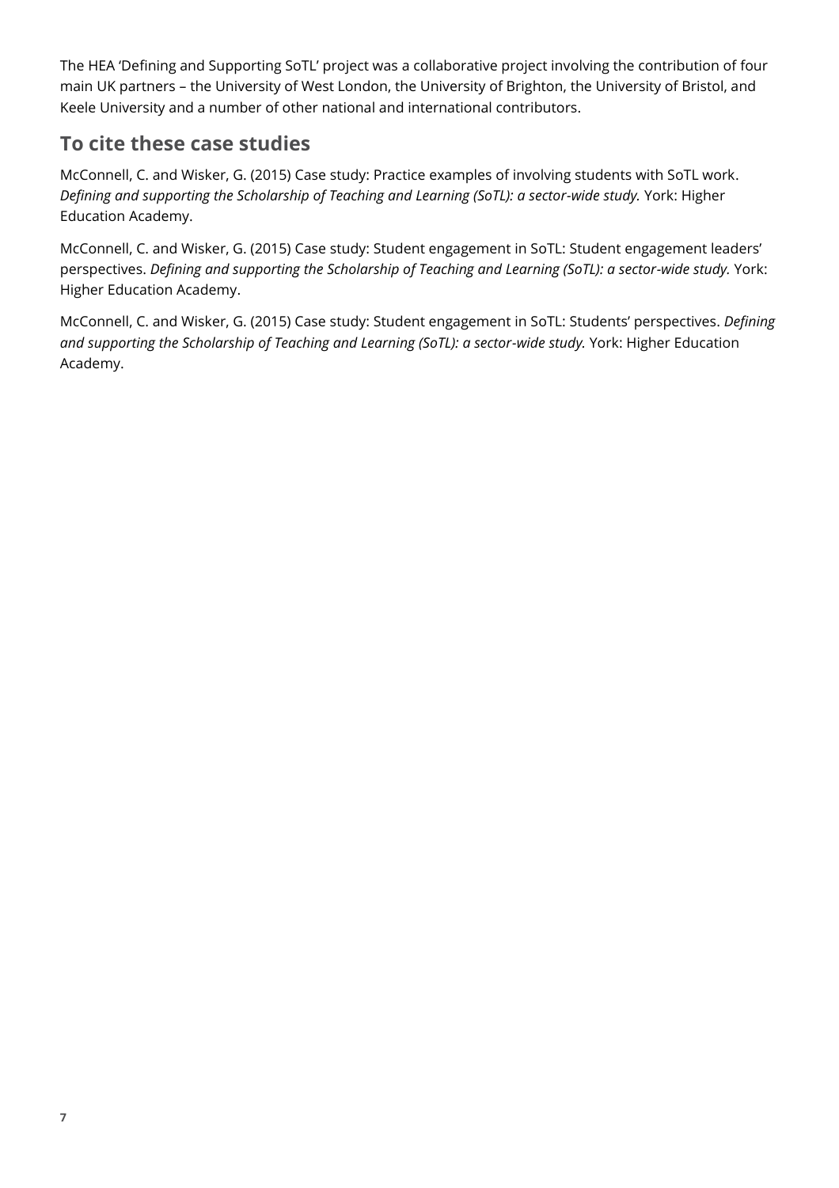The HEA 'Defining and Supporting SoTL' project was a collaborative project involving the contribution of four main UK partners – the University of West London, the University of Brighton, the University of Bristol, and Keele University and a number of other national and international contributors.

## To cite these case studies

McConnell, C. and Wisker, G. (2015) Case study: Practice examples of involving students with SoTL work. *Defining and supporting the Scholarship of Teaching and Learning (SoTL): a sector-wide study.* York: Higher Education Academy.

McConnell, C. and Wisker, G. (2015) Case study: Student engagement in SoTL: Student engagement leaders' perspectives. *Defining and supporting the Scholarship of Teaching and Learning (SoTL): a sector-wide study.* York: Higher Education Academy.

McConnell, C. and Wisker, G. (2015) Case study: Student engagement in SoTL: Students' perspectives. *Defining and supporting the Scholarship of Teaching and Learning (SoTL): a sector-wide study.* York: Higher Education Academy.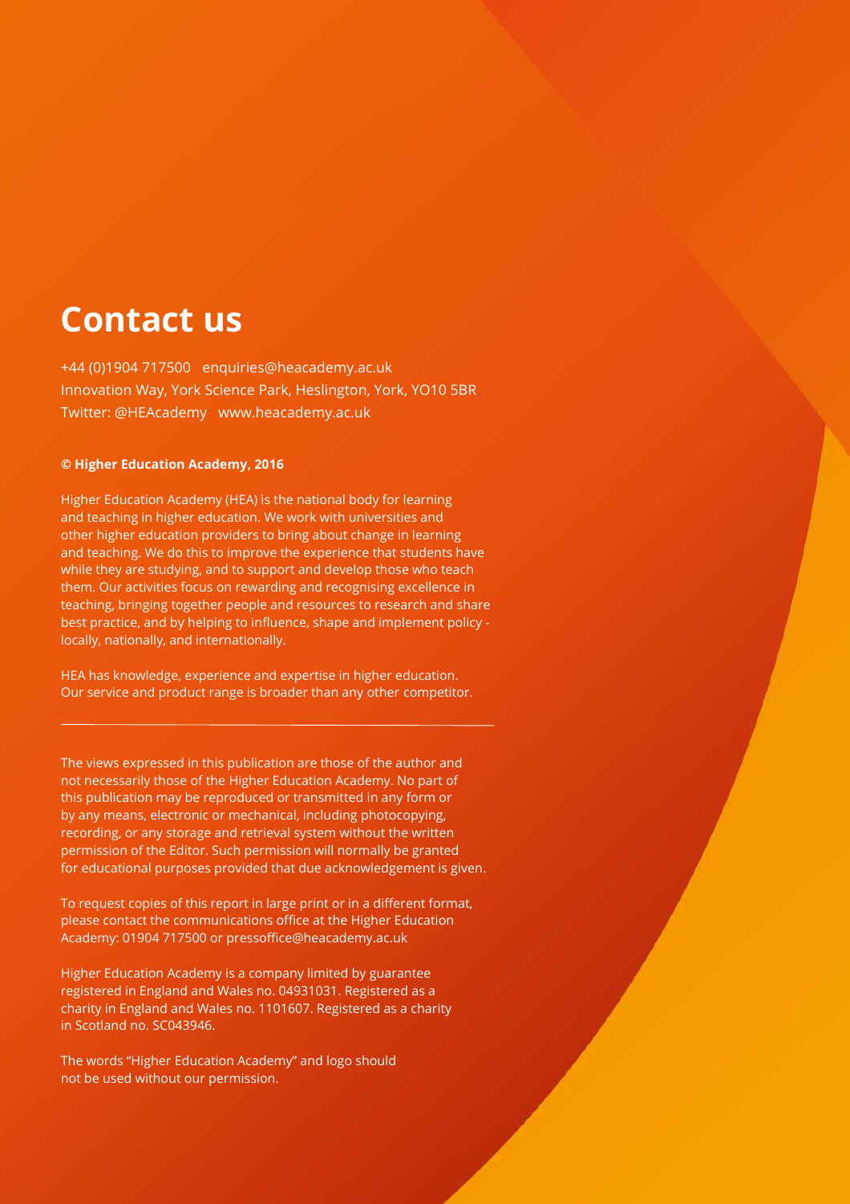# Contact us

+44 (0)1904 717500 enquiries@heacademy.ac.uk
Innovation Way, York Science Park, Heslington, York, YO10 5BR
Twitter: @HEAcademy www.heacademy.ac.uk

**© Higher Education Academy, 2016**

Higher Education Academy (HEA) is the national body for learning and teaching in higher education. We work with universities and other higher education providers to bring about change in learning and teaching. We do this to improve the experience that students have while they are studying, and to support and develop those who teach them. Our activities focus on rewarding and recognising excellence in teaching, bringing together people and resources to research and share best practice, and by helping to influence, shape and implement policy - locally, nationally, and internationally.

HEA has knowledge, experience and expertise in higher education. Our service and product range is broader than any other competitor.

---

The views expressed in this publication are those of the author and not necessarily those of the Higher Education Academy. No part of this publication may be reproduced or transmitted in any form or by any means, electronic or mechanical, including photocopying, recording, or any storage and retrieval system without the written permission of the Editor. Such permission will normally be granted for educational purposes provided that due acknowledgement is given.

To request copies of this report in large print or in a different format, please contact the communications office at the Higher Education Academy: 01904 717500 or pressoffice@heacademy.ac.uk

Higher Education Academy is a company limited by guarantee registered in England and Wales no. 04931031. Registered as a charity in England and Wales no. 1101607. Registered as a charity in Scotland no. SC043946.

The words "Higher Education Academy" and logo should not be used without our permission.